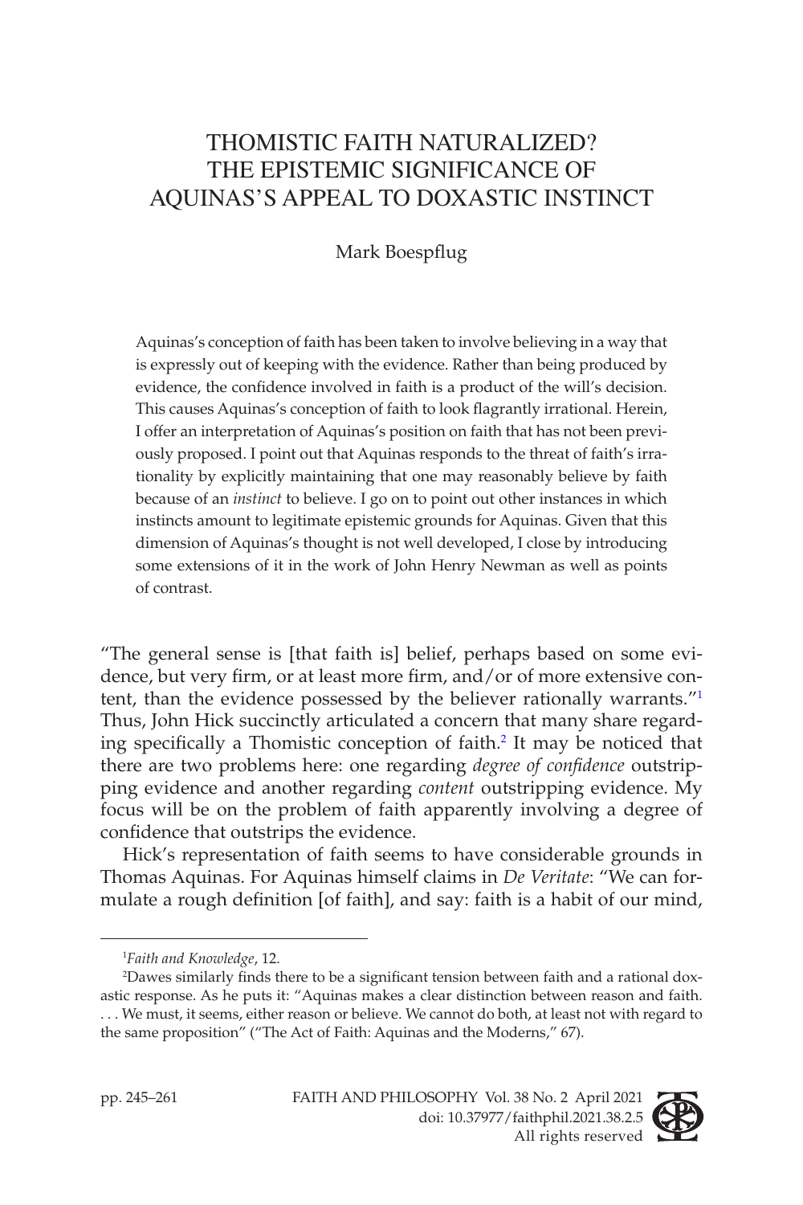# THOMISTIC FAITH NATURALIZED? THE EPISTEMIC SIGNIFICANCE OF AQUINAS'S APPEAL TO DOXASTIC INSTINCT

Mark Boespflug

Aquinas's conception of faith has been taken to involve believing in a way that is expressly out of keeping with the evidence. Rather than being produced by evidence, the confidence involved in faith is a product of the will's decision. This causes Aquinas's conception of faith to look flagrantly irrational. Herein, I offer an interpretation of Aquinas's position on faith that has not been previously proposed. I point out that Aquinas responds to the threat of faith's irrationality by explicitly maintaining that one may reasonably believe by faith because of an *instinct* to believe. I go on to point out other instances in which instincts amount to legitimate epistemic grounds for Aquinas. Given that this dimension of Aquinas's thought is not well developed, I close by introducing some extensions of it in the work of John Henry Newman as well as points of contrast.

"The general sense is [that faith is] belief, perhaps based on some evidence, but very firm, or at least more firm, and/or of more extensive content, than the evidence possessed by the believer rationally warrants."[1] Thus, John Hick succinctly articulated a concern that many share regarding specifically a Thomistic conception of faith.[2] It may be noticed that there are two problems here: one regarding *degree of confidence* outstripping evidence and another regarding *content* outstripping evidence. My focus will be on the problem of faith apparently involving a degree of confidence that outstrips the evidence.

Hick's representation of faith seems to have considerable grounds in Thomas Aquinas. For Aquinas himself claims in *De Veritate*: "We can formulate a rough definition [of faith], and say: faith is a habit of our mind,

[1] *Faith and Knowledge*, 12.

[2] Dawes similarly finds there to be a significant tension between faith and a rational doxastic response. As he puts it: "Aquinas makes a clear distinction between reason and faith. . . . We must, it seems, either reason or believe. We cannot do both, at least not with regard to the same proposition" ("The Act of Faith: Aquinas and the Moderns," 67).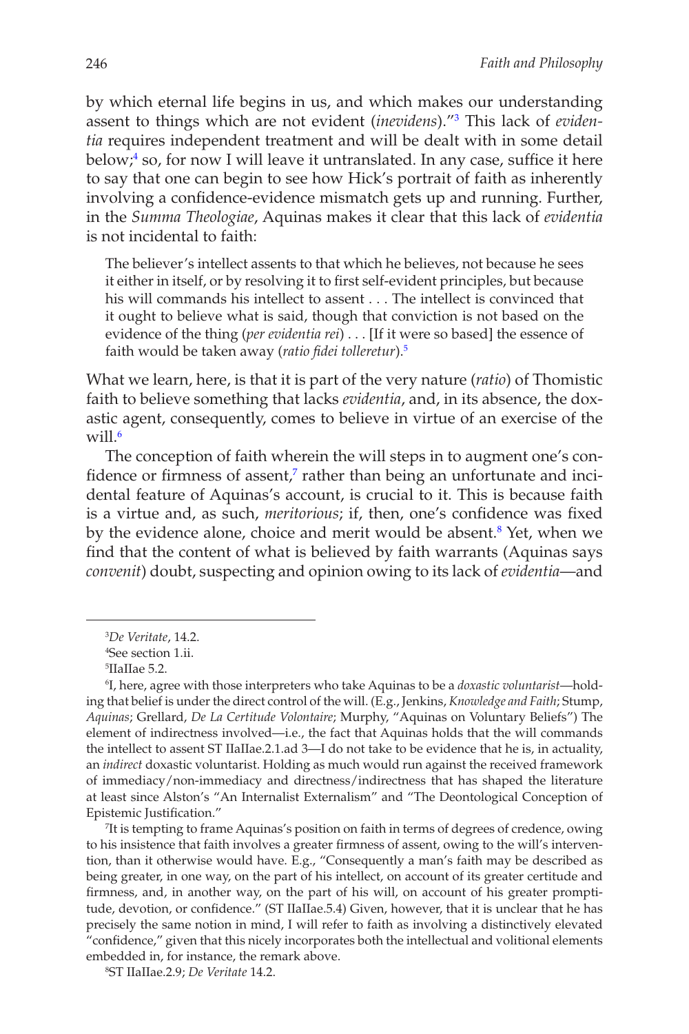by which eternal life begins in us, and which makes our understanding assent to things which are not evident (*inevidens*)."[3] This lack of *evidentia* requires independent treatment and will be dealt with in some detail below;[4] so, for now I will leave it untranslated. In any case, suffice it here to say that one can begin to see how Hick's portrait of faith as inherently involving a confidence-evidence mismatch gets up and running. Further, in the *Summa Theologiae*, Aquinas makes it clear that this lack of *evidentia* is not incidental to faith:

> The believer's intellect assents to that which he believes, not because he sees it either in itself, or by resolving it to first self-evident principles, but because his will commands his intellect to assent . . . The intellect is convinced that it ought to believe what is said, though that conviction is not based on the evidence of the thing (*per evidentia rei*) . . . [If it were so based] the essence of faith would be taken away (*ratio fidei tolleretur*).[5]

What we learn, here, is that it is part of the very nature (*ratio*) of Thomistic faith to believe something that lacks *evidentia*, and, in its absence, the doxastic agent, consequently, comes to believe in virtue of an exercise of the will.[6]

The conception of faith wherein the will steps in to augment one's confidence or firmness of assent,[7] rather than being an unfortunate and incidental feature of Aquinas's account, is crucial to it. This is because faith is a virtue and, as such, *meritorious*; if, then, one's confidence was fixed by the evidence alone, choice and merit would be absent.[8] Yet, when we find that the content of what is believed by faith warrants (Aquinas says *convenit*) doubt, suspecting and opinion owing to its lack of *evidentia*—and

---

[3] *De Veritate*, 14.2.

[4] See section 1.ii.

[5] IIaIIae 5.2.

[6] I, here, agree with those interpreters who take Aquinas to be a *doxastic voluntarist*—holding that belief is under the direct control of the will. (E.g., Jenkins, *Knowledge and Faith*; Stump, *Aquinas*; Grellard, *De La Certitude Volontaire*; Murphy, "Aquinas on Voluntary Beliefs") The element of indirectness involved—i.e., the fact that Aquinas holds that the will commands the intellect to assent ST IIaIIae.2.1.ad 3—I do not take to be evidence that he is, in actuality, an *indirect* doxastic voluntarist. Holding as much would run against the received framework of immediacy/non-immediacy and directness/indirectness that has shaped the literature at least since Alston's "An Internalist Externalism" and "The Deontological Conception of Epistemic Justification."

[7] It is tempting to frame Aquinas's position on faith in terms of degrees of credence, owing to his insistence that faith involves a greater firmness of assent, owing to the will's intervention, than it otherwise would have. E.g., "Consequently a man's faith may be described as being greater, in one way, on the part of his intellect, on account of its greater certitude and firmness, and, in another way, on the part of his will, on account of his greater promptitude, devotion, or confidence." (ST IIaIIae.5.4) Given, however, that it is unclear that he has precisely the same notion in mind, I will refer to faith as involving a distinctively elevated "confidence," given that this nicely incorporates both the intellectual and volitional elements embedded in, for instance, the remark above.

[8] ST IIaIIae.2.9; *De Veritate* 14.2.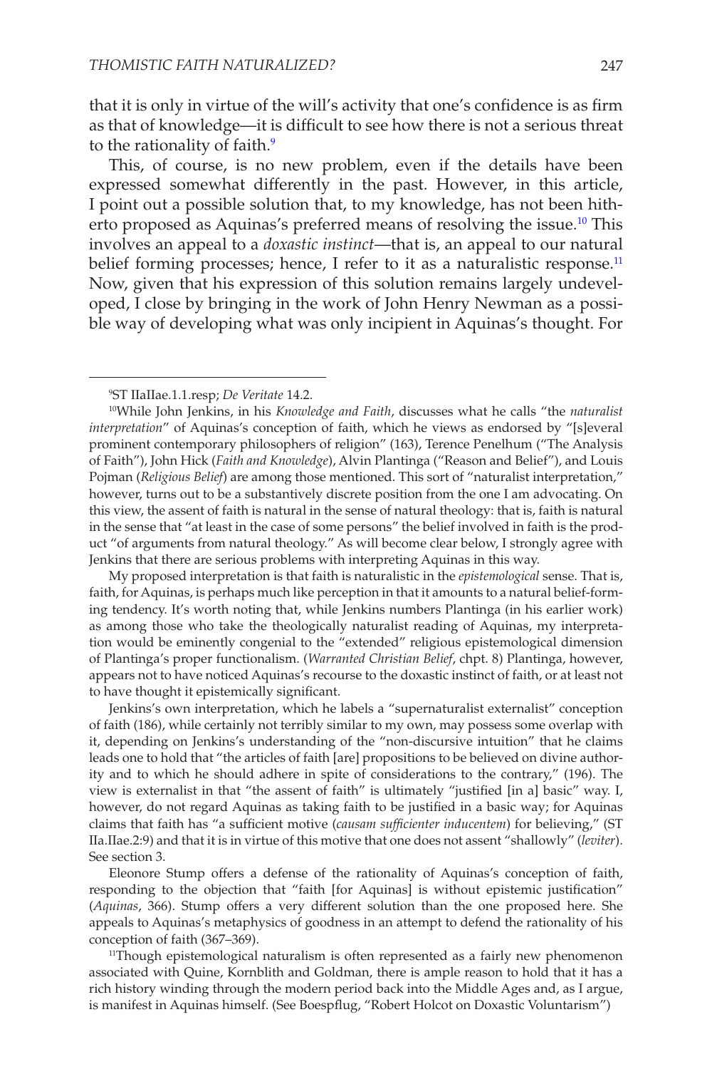that it is only in virtue of the will's activity that one's confidence is as firm as that of knowledge—it is difficult to see how there is not a serious threat to the rationality of faith.[9]

This, of course, is no new problem, even if the details have been expressed somewhat differently in the past. However, in this article, I point out a possible solution that, to my knowledge, has not been hitherto proposed as Aquinas's preferred means of resolving the issue.[10] This involves an appeal to a *doxastic instinct*—that is, an appeal to our natural belief forming processes; hence, I refer to it as a naturalistic response.[11] Now, given that his expression of this solution remains largely undeveloped, I close by bringing in the work of John Henry Newman as a possible way of developing what was only incipient in Aquinas's thought. For

---

[9]ST IIaIIae.1.1.resp; *De Veritate* 14.2.

[10]While John Jenkins, in his *Knowledge and Faith*, discusses what he calls "the *naturalist interpretation*" of Aquinas's conception of faith, which he views as endorsed by "[s]everal prominent contemporary philosophers of religion" (163), Terence Penelhum ("The Analysis of Faith"), John Hick (*Faith and Knowledge*), Alvin Plantinga ("Reason and Belief"), and Louis Pojman (*Religious Belief*) are among those mentioned. This sort of "naturalist interpretation," however, turns out to be a substantively discrete position from the one I am advocating. On this view, the assent of faith is natural in the sense of natural theology: that is, faith is natural in the sense that "at least in the case of some persons" the belief involved in faith is the product "of arguments from natural theology." As will become clear below, I strongly agree with Jenkins that there are serious problems with interpreting Aquinas in this way.

My proposed interpretation is that faith is naturalistic in the *epistemological* sense. That is, faith, for Aquinas, is perhaps much like perception in that it amounts to a natural belief-forming tendency. It's worth noting that, while Jenkins numbers Plantinga (in his earlier work) as among those who take the theologically naturalist reading of Aquinas, my interpretation would be eminently congenial to the "extended" religious epistemological dimension of Plantinga's proper functionalism. (*Warranted Christian Belief*, chpt. 8) Plantinga, however, appears not to have noticed Aquinas's recourse to the doxastic instinct of faith, or at least not to have thought it epistemically significant.

Jenkins's own interpretation, which he labels a "supernaturalist externalist" conception of faith (186), while certainly not terribly similar to my own, may possess some overlap with it, depending on Jenkins's understanding of the "non-discursive intuition" that he claims leads one to hold that "the articles of faith [are] propositions to be believed on divine authority and to which he should adhere in spite of considerations to the contrary," (196). The view is externalist in that "the assent of faith" is ultimately "justified [in a] basic" way. I, however, do not regard Aquinas as taking faith to be justified in a basic way; for Aquinas claims that faith has "a sufficient motive (*causam sufficienter inducentem*) for believing," (ST IIa.IIae.2:9) and that it is in virtue of this motive that one does not assent "shallowly" (*leviter*). See section 3.

Eleonore Stump offers a defense of the rationality of Aquinas's conception of faith, responding to the objection that "faith [for Aquinas] is without epistemic justification" (*Aquinas*, 366). Stump offers a very different solution than the one proposed here. She appeals to Aquinas's metaphysics of goodness in an attempt to defend the rationality of his conception of faith (367–369).

[11]Though epistemological naturalism is often represented as a fairly new phenomenon associated with Quine, Kornblith and Goldman, there is ample reason to hold that it has a rich history winding through the modern period back into the Middle Ages and, as I argue, is manifest in Aquinas himself. (See Boespflug, "Robert Holcot on Doxastic Voluntarism")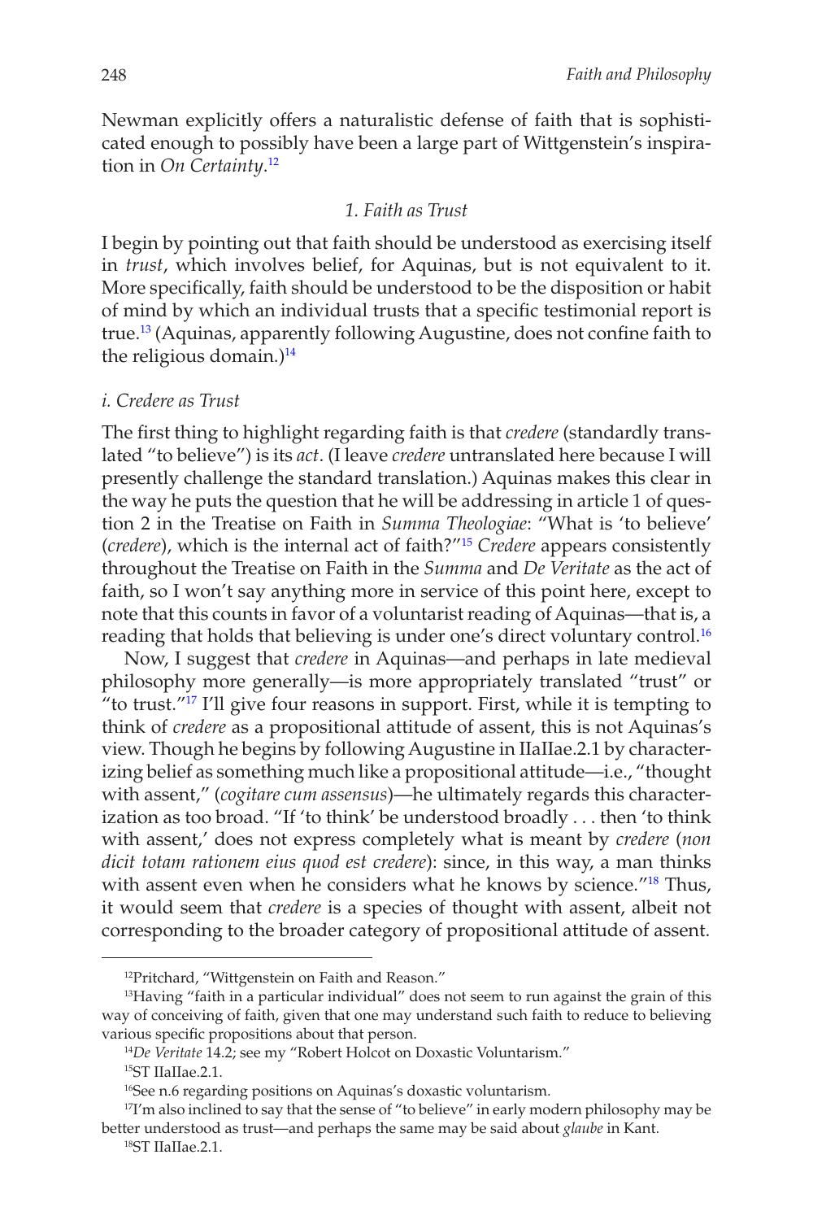Newman explicitly offers a naturalistic defense of faith that is sophisticated enough to possibly have been a large part of Wittgenstein's inspiration in *On Certainty*.[12]

## 1. Faith as Trust

I begin by pointing out that faith should be understood as exercising itself in *trust*, which involves belief, for Aquinas, but is not equivalent to it. More specifically, faith should be understood to be the disposition or habit of mind by which an individual trusts that a specific testimonial report is true.[13] (Aquinas, apparently following Augustine, does not confine faith to the religious domain.)[14]

### i. Credere as Trust

The first thing to highlight regarding faith is that *credere* (standardly translated "to believe") is its *act*. (I leave *credere* untranslated here because I will presently challenge the standard translation.) Aquinas makes this clear in the way he puts the question that he will be addressing in article 1 of question 2 in the Treatise on Faith in *Summa Theologiae*: "What is 'to believe' (*credere*), which is the internal act of faith?"[15] *Credere* appears consistently throughout the Treatise on Faith in the *Summa* and *De Veritate* as the act of faith, so I won't say anything more in service of this point here, except to note that this counts in favor of a voluntarist reading of Aquinas—that is, a reading that holds that believing is under one's direct voluntary control.[16]

Now, I suggest that *credere* in Aquinas—and perhaps in late medieval philosophy more generally—is more appropriately translated "trust" or "to trust."[17] I'll give four reasons in support. First, while it is tempting to think of *credere* as a propositional attitude of assent, this is not Aquinas's view. Though he begins by following Augustine in IIaIIae.2.1 by characterizing belief as something much like a propositional attitude—i.e., "thought with assent," (*cogitare cum assensus*)—he ultimately regards this characterization as too broad. "If 'to think' be understood broadly . . . then 'to think with assent,' does not express completely what is meant by *credere* (*non dicit totam rationem eius quod est credere*): since, in this way, a man thinks with assent even when he considers what he knows by science."[18] Thus, it would seem that *credere* is a species of thought with assent, albeit not corresponding to the broader category of propositional attitude of assent.

---

[12] Pritchard, "Wittgenstein on Faith and Reason."

[13] Having "faith in a particular individual" does not seem to run against the grain of this way of conceiving of faith, given that one may understand such faith to reduce to believing various specific propositions about that person.

[14] *De Veritate* 14.2; see my "Robert Holcot on Doxastic Voluntarism."

[15] ST IIaIIae.2.1.

[16] See n.6 regarding positions on Aquinas's doxastic voluntarism.

[17] I'm also inclined to say that the sense of "to believe" in early modern philosophy may be better understood as trust—and perhaps the same may be said about *glaube* in Kant.

[18] ST IIaIIae.2.1.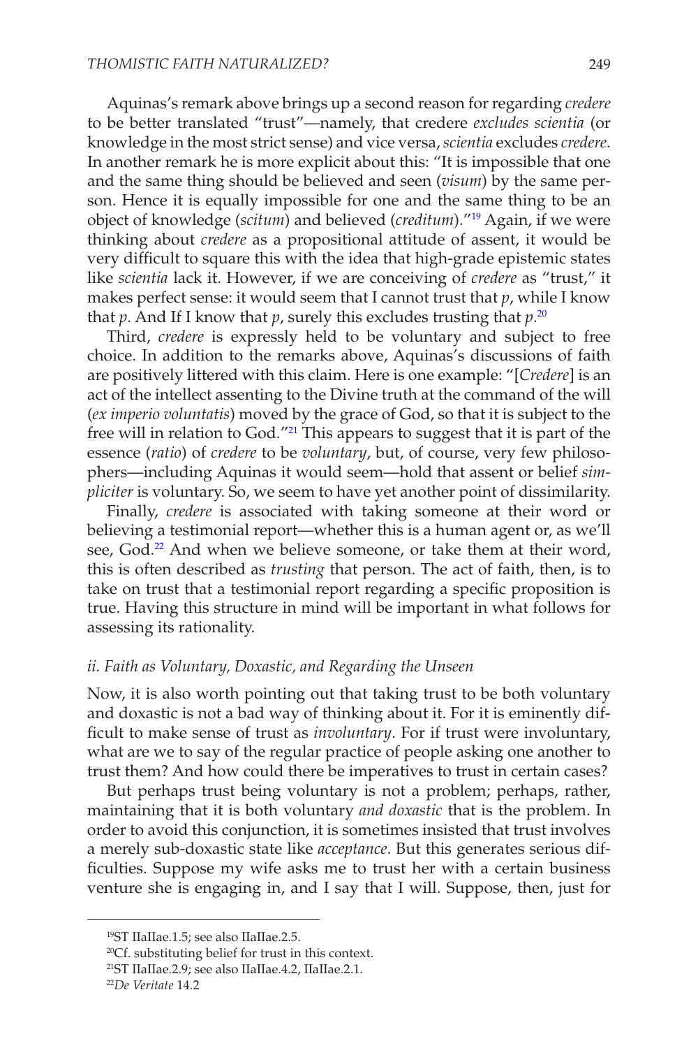Aquinas's remark above brings up a second reason for regarding *credere* to be better translated "trust"—namely, that credere *excludes scientia* (or knowledge in the most strict sense) and vice versa, *scientia* excludes *credere*. In another remark he is more explicit about this: "It is impossible that one and the same thing should be believed and seen (*visum*) by the same person. Hence it is equally impossible for one and the same thing to be an object of knowledge (*scitum*) and believed (*creditum*)."[19] Again, if we were thinking about *credere* as a propositional attitude of assent, it would be very difficult to square this with the idea that high-grade epistemic states like *scientia* lack it. However, if we are conceiving of *credere* as "trust," it makes perfect sense: it would seem that I cannot trust that *p*, while I know that *p*. And If I know that *p*, surely this excludes trusting that *p*.[20]

Third, *credere* is expressly held to be voluntary and subject to free choice. In addition to the remarks above, Aquinas's discussions of faith are positively littered with this claim. Here is one example: "[*Credere*] is an act of the intellect assenting to the Divine truth at the command of the will (*ex imperio voluntatis*) moved by the grace of God, so that it is subject to the free will in relation to God."[21] This appears to suggest that it is part of the essence (*ratio*) of *credere* to be *voluntary*, but, of course, very few philosophers—including Aquinas it would seem—hold that assent or belief *simpliciter* is voluntary. So, we seem to have yet another point of dissimilarity.

Finally, *credere* is associated with taking someone at their word or believing a testimonial report—whether this is a human agent or, as we'll see, God.[22] And when we believe someone, or take them at their word, this is often described as *trusting* that person. The act of faith, then, is to take on trust that a testimonial report regarding a specific proposition is true. Having this structure in mind will be important in what follows for assessing its rationality.

### *ii. Faith as Voluntary, Doxastic, and Regarding the Unseen*

Now, it is also worth pointing out that taking trust to be both voluntary and doxastic is not a bad way of thinking about it. For it is eminently difficult to make sense of trust as *involuntary*. For if trust were involuntary, what are we to say of the regular practice of people asking one another to trust them? And how could there be imperatives to trust in certain cases?

But perhaps trust being voluntary is not a problem; perhaps, rather, maintaining that it is both voluntary *and doxastic* that is the problem. In order to avoid this conjunction, it is sometimes insisted that trust involves a merely sub-doxastic state like *acceptance*. But this generates serious difficulties. Suppose my wife asks me to trust her with a certain business venture she is engaging in, and I say that I will. Suppose, then, just for

---

[19] ST IIaIIae.1.5; see also IIaIIae.2.5.

[20] Cf. substituting belief for trust in this context.

[21] ST IIaIIae.2.9; see also IIaIIae.4.2, IIaIIae.2.1.

[22] *De Veritate* 14.2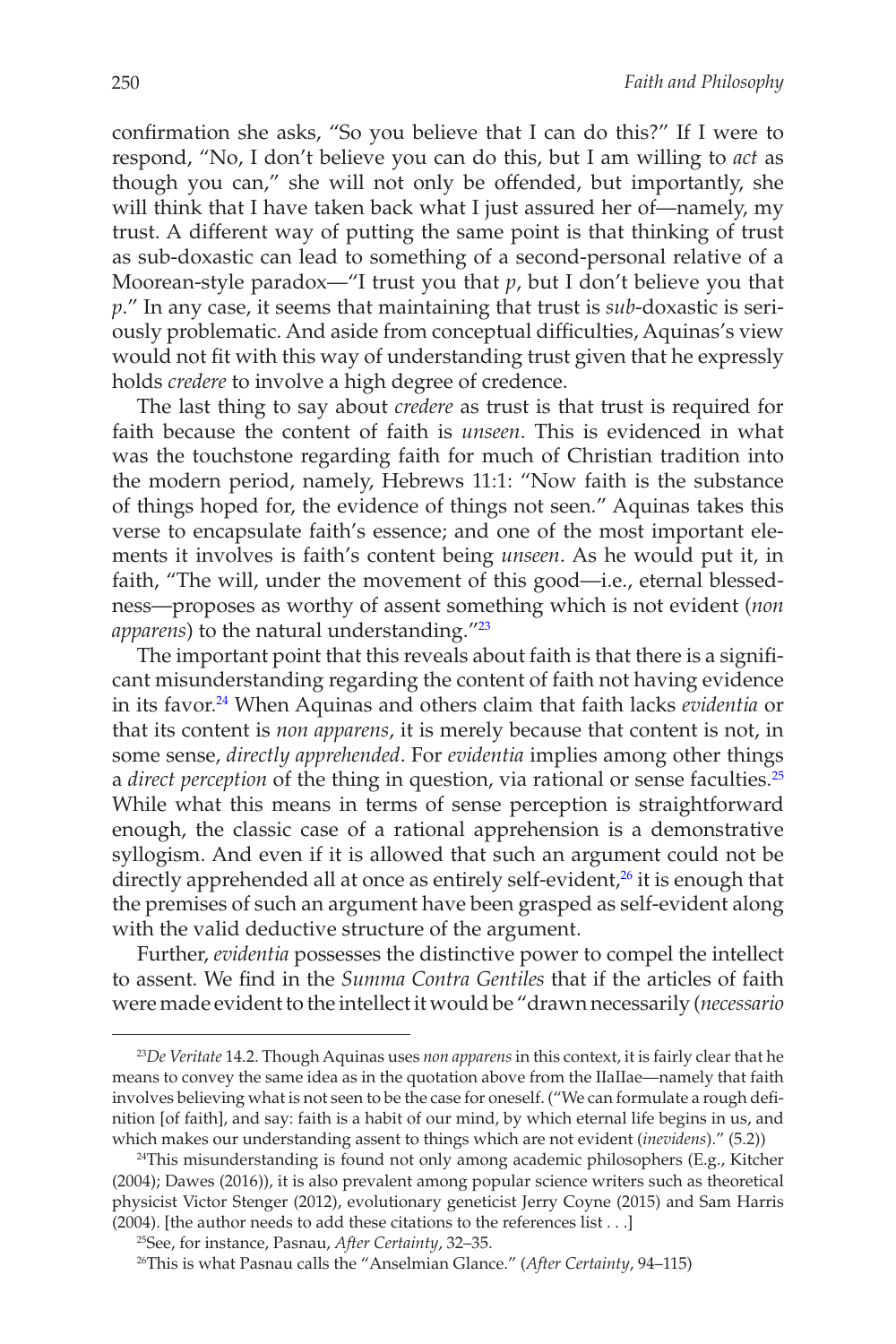confirmation she asks, "So you believe that I can do this?" If I were to respond, "No, I don't believe you can do this, but I am willing to *act* as though you can," she will not only be offended, but importantly, she will think that I have taken back what I just assured her of—namely, my trust. A different way of putting the same point is that thinking of trust as sub-doxastic can lead to something of a second-personal relative of a Moorean-style paradox—"I trust you that *p*, but I don't believe you that *p*." In any case, it seems that maintaining that trust is *sub*-doxastic is seriously problematic. And aside from conceptual difficulties, Aquinas's view would not fit with this way of understanding trust given that he expressly holds *credere* to involve a high degree of credence.

The last thing to say about *credere* as trust is that trust is required for faith because the content of faith is *unseen*. This is evidenced in what was the touchstone regarding faith for much of Christian tradition into the modern period, namely, Hebrews 11:1: "Now faith is the substance of things hoped for, the evidence of things not seen." Aquinas takes this verse to encapsulate faith's essence; and one of the most important elements it involves is faith's content being *unseen*. As he would put it, in faith, "The will, under the movement of this good—i.e., eternal blessedness—proposes as worthy of assent something which is not evident (*non apparens*) to the natural understanding."[23]

The important point that this reveals about faith is that there is a significant misunderstanding regarding the content of faith not having evidence in its favor.[24] When Aquinas and others claim that faith lacks *evidentia* or that its content is *non apparens*, it is merely because that content is not, in some sense, *directly apprehended*. For *evidentia* implies among other things a *direct perception* of the thing in question, via rational or sense faculties.[25] While what this means in terms of sense perception is straightforward enough, the classic case of a rational apprehension is a demonstrative syllogism. And even if it is allowed that such an argument could not be directly apprehended all at once as entirely self-evident,[26] it is enough that the premises of such an argument have been grasped as self-evident along with the valid deductive structure of the argument.

Further, *evidentia* possesses the distinctive power to compel the intellect to assent. We find in the *Summa Contra Gentiles* that if the articles of faith were made evident to the intellect it would be "drawn necessarily (*necessario*

---

[23] *De Veritate* 14.2. Though Aquinas uses *non apparens* in this context, it is fairly clear that he means to convey the same idea as in the quotation above from the IIaIIae—namely that faith involves believing what is not seen to be the case for oneself. ("We can formulate a rough definition [of faith], and say: faith is a habit of our mind, by which eternal life begins in us, and which makes our understanding assent to things which are not evident (*inevidens*)." (5.2))

[24] This misunderstanding is found not only among academic philosophers (E.g., Kitcher (2004); Dawes (2016)), it is also prevalent among popular science writers such as theoretical physicist Victor Stenger (2012), evolutionary geneticist Jerry Coyne (2015) and Sam Harris (2004). [the author needs to add these citations to the references list . . .]

[25] See, for instance, Pasnau, *After Certainty*, 32–35.

[26] This is what Pasnau calls the "Anselmian Glance." (*After Certainty*, 94–115)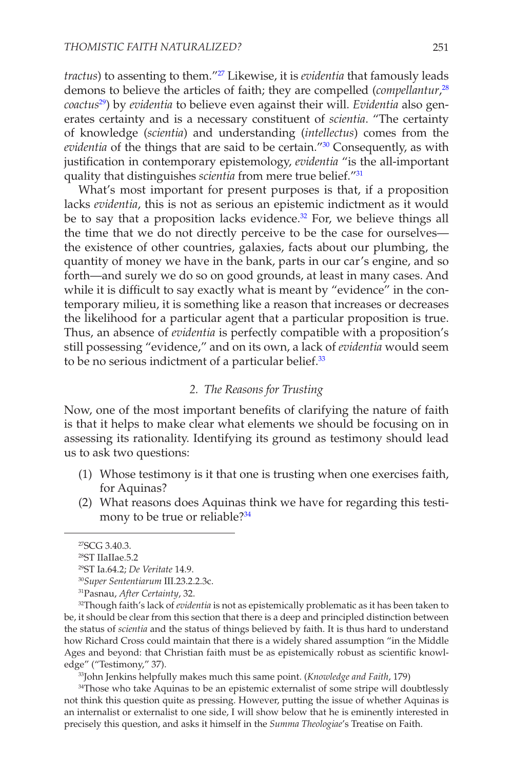*tractus*) to assenting to them."[27] Likewise, it is *evidentia* that famously leads demons to believe the articles of faith; they are compelled (*compellantur*,[28] *coactus*[29]) by *evidentia* to believe even against their will. *Evidentia* also generates certainty and is a necessary constituent of *scientia*. "The certainty of knowledge (*scientia*) and understanding (*intellectus*) comes from the *evidentia* of the things that are said to be certain."[30] Consequently, as with justification in contemporary epistemology, *evidentia* "is the all-important quality that distinguishes *scientia* from mere true belief."[31]

What's most important for present purposes is that, if a proposition lacks *evidentia*, this is not as serious an epistemic indictment as it would be to say that a proposition lacks evidence.[32] For, we believe things all the time that we do not directly perceive to be the case for ourselves—the existence of other countries, galaxies, facts about our plumbing, the quantity of money we have in the bank, parts in our car's engine, and so forth—and surely we do so on good grounds, at least in many cases. And while it is difficult to say exactly what is meant by "evidence" in the contemporary milieu, it is something like a reason that increases or decreases the likelihood for a particular agent that a particular proposition is true. Thus, an absence of *evidentia* is perfectly compatible with a proposition's still possessing "evidence," and on its own, a lack of *evidentia* would seem to be no serious indictment of a particular belief.[33]

### *2. The Reasons for Trusting*

Now, one of the most important benefits of clarifying the nature of faith is that it helps to make clear what elements we should be focusing on in assessing its rationality. Identifying its ground as testimony should lead us to ask two questions:

(1) Whose testimony is it that one is trusting when one exercises faith, for Aquinas?
(2) What reasons does Aquinas think we have for regarding this testimony to be true or reliable?[34]

---

[27]SCG 3.40.3.

[28]ST IIaIIae.5.2

[29]ST Ia.64.2; *De Veritate* 14.9.

[30]*Super Sententiarum* III.23.2.2.3c.

[31]Pasnau, *After Certainty*, 32.

[32]Though faith's lack of *evidentia* is not as epistemically problematic as it has been taken to be, it should be clear from this section that there is a deep and principled distinction between the status of *scientia* and the status of things believed by faith. It is thus hard to understand how Richard Cross could maintain that there is a widely shared assumption "in the Middle Ages and beyond: that Christian faith must be as epistemically robust as scientific knowledge" ("Testimony," 37).

[33]John Jenkins helpfully makes much this same point. (*Knowledge and Faith*, 179)

[34]Those who take Aquinas to be an epistemic externalist of some stripe will doubtlessly not think this question quite as pressing. However, putting the issue of whether Aquinas is an internalist or externalist to one side, I will show below that he is eminently interested in precisely this question, and asks it himself in the *Summa Theologiae*'s Treatise on Faith.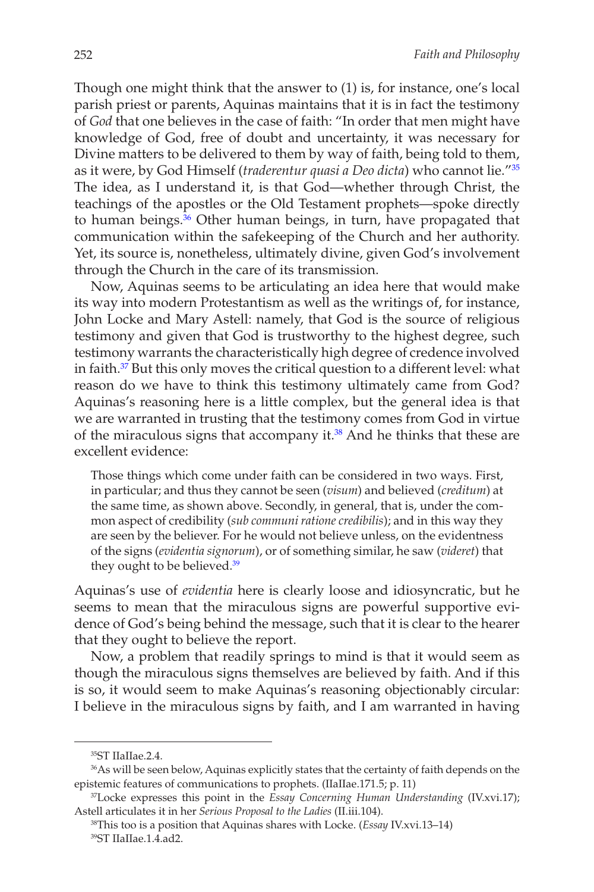Though one might think that the answer to (1) is, for instance, one's local parish priest or parents, Aquinas maintains that it is in fact the testimony of *God* that one believes in the case of faith: "In order that men might have knowledge of God, free of doubt and uncertainty, it was necessary for Divine matters to be delivered to them by way of faith, being told to them, as it were, by God Himself (*traderentur quasi a Deo dicta*) who cannot lie."[35] The idea, as I understand it, is that God—whether through Christ, the teachings of the apostles or the Old Testament prophets—spoke directly to human beings.[36] Other human beings, in turn, have propagated that communication within the safekeeping of the Church and her authority. Yet, its source is, nonetheless, ultimately divine, given God's involvement through the Church in the care of its transmission.

Now, Aquinas seems to be articulating an idea here that would make its way into modern Protestantism as well as the writings of, for instance, John Locke and Mary Astell: namely, that God is the source of religious testimony and given that God is trustworthy to the highest degree, such testimony warrants the characteristically high degree of credence involved in faith.[37] But this only moves the critical question to a different level: what reason do we have to think this testimony ultimately came from God? Aquinas's reasoning here is a little complex, but the general idea is that we are warranted in trusting that the testimony comes from God in virtue of the miraculous signs that accompany it.[38] And he thinks that these are excellent evidence:

> Those things which come under faith can be considered in two ways. First, in particular; and thus they cannot be seen (*visum*) and believed (*creditum*) at the same time, as shown above. Secondly, in general, that is, under the common aspect of credibility (*sub communi ratione credibilis*); and in this way they are seen by the believer. For he would not believe unless, on the evidentness of the signs (*evidentia signorum*), or of something similar, he saw (*videret*) that they ought to be believed.[39]

Aquinas's use of *evidentia* here is clearly loose and idiosyncratic, but he seems to mean that the miraculous signs are powerful supportive evidence of God's being behind the message, such that it is clear to the hearer that they ought to believe the report.

Now, a problem that readily springs to mind is that it would seem as though the miraculous signs themselves are believed by faith. And if this is so, it would seem to make Aquinas's reasoning objectionably circular: I believe in the miraculous signs by faith, and I am warranted in having

---

[35] ST IIaIIae.2.4.

[36] As will be seen below, Aquinas explicitly states that the certainty of faith depends on the epistemic features of communications to prophets. (IIaIIae.171.5; p. 11)

[37] Locke expresses this point in the *Essay Concerning Human Understanding* (IV.xvi.17); Astell articulates it in her *Serious Proposal to the Ladies* (II.iii.104).

[38] This too is a position that Aquinas shares with Locke. (*Essay* IV.xvi.13–14)

[39] ST IIaIIae.1.4.ad2.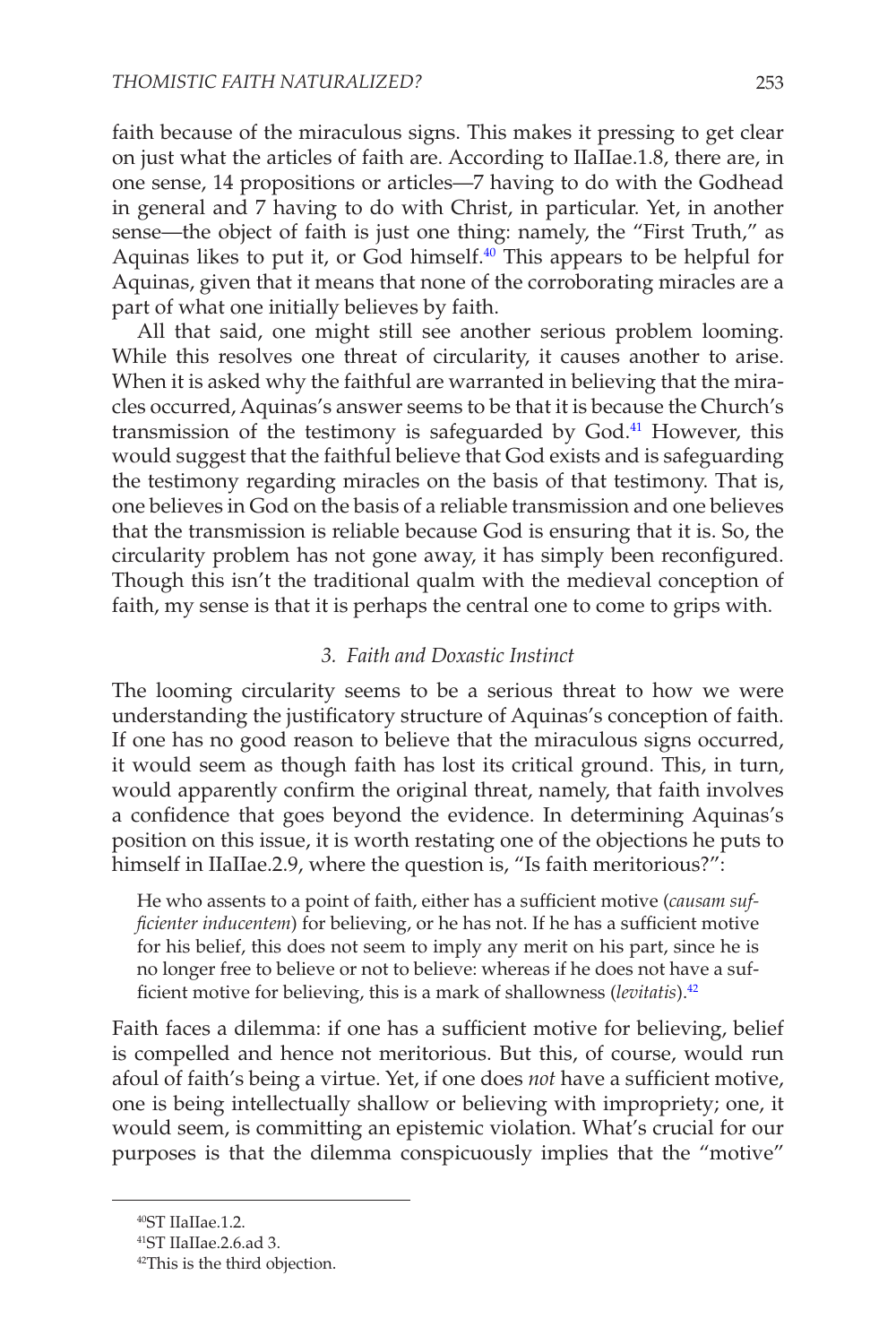faith because of the miraculous signs. This makes it pressing to get clear on just what the articles of faith are. According to IIaIIae.1.8, there are, in one sense, 14 propositions or articles—7 having to do with the Godhead in general and 7 having to do with Christ, in particular. Yet, in another sense—the object of faith is just one thing: namely, the "First Truth," as Aquinas likes to put it, or God himself.[40] This appears to be helpful for Aquinas, given that it means that none of the corroborating miracles are a part of what one initially believes by faith.

All that said, one might still see another serious problem looming. While this resolves one threat of circularity, it causes another to arise. When it is asked why the faithful are warranted in believing that the miracles occurred, Aquinas's answer seems to be that it is because the Church's transmission of the testimony is safeguarded by God.[41] However, this would suggest that the faithful believe that God exists and is safeguarding the testimony regarding miracles on the basis of that testimony. That is, one believes in God on the basis of a reliable transmission and one believes that the transmission is reliable because God is ensuring that it is. So, the circularity problem has not gone away, it has simply been reconfigured. Though this isn't the traditional qualm with the medieval conception of faith, my sense is that it is perhaps the central one to come to grips with.

### *3. Faith and Doxastic Instinct*

The looming circularity seems to be a serious threat to how we were understanding the justificatory structure of Aquinas's conception of faith. If one has no good reason to believe that the miraculous signs occurred, it would seem as though faith has lost its critical ground. This, in turn, would apparently confirm the original threat, namely, that faith involves a confidence that goes beyond the evidence. In determining Aquinas's position on this issue, it is worth restating one of the objections he puts to himself in IIaIIae.2.9, where the question is, "Is faith meritorious?":

> He who assents to a point of faith, either has a sufficient motive (*causam sufficienter inducentem*) for believing, or he has not. If he has a sufficient motive for his belief, this does not seem to imply any merit on his part, since he is no longer free to believe or not to believe: whereas if he does not have a sufficient motive for believing, this is a mark of shallowness (*levitatis*).[42]

Faith faces a dilemma: if one has a sufficient motive for believing, belief is compelled and hence not meritorious. But this, of course, would run afoul of faith's being a virtue. Yet, if one does *not* have a sufficient motive, one is being intellectually shallow or believing with impropriety; one, it would seem, is committing an epistemic violation. What's crucial for our purposes is that the dilemma conspicuously implies that the "motive"

---

[40] ST IIaIIae.1.2.

[41] ST IIaIIae.2.6.ad 3.

[42] This is the third objection.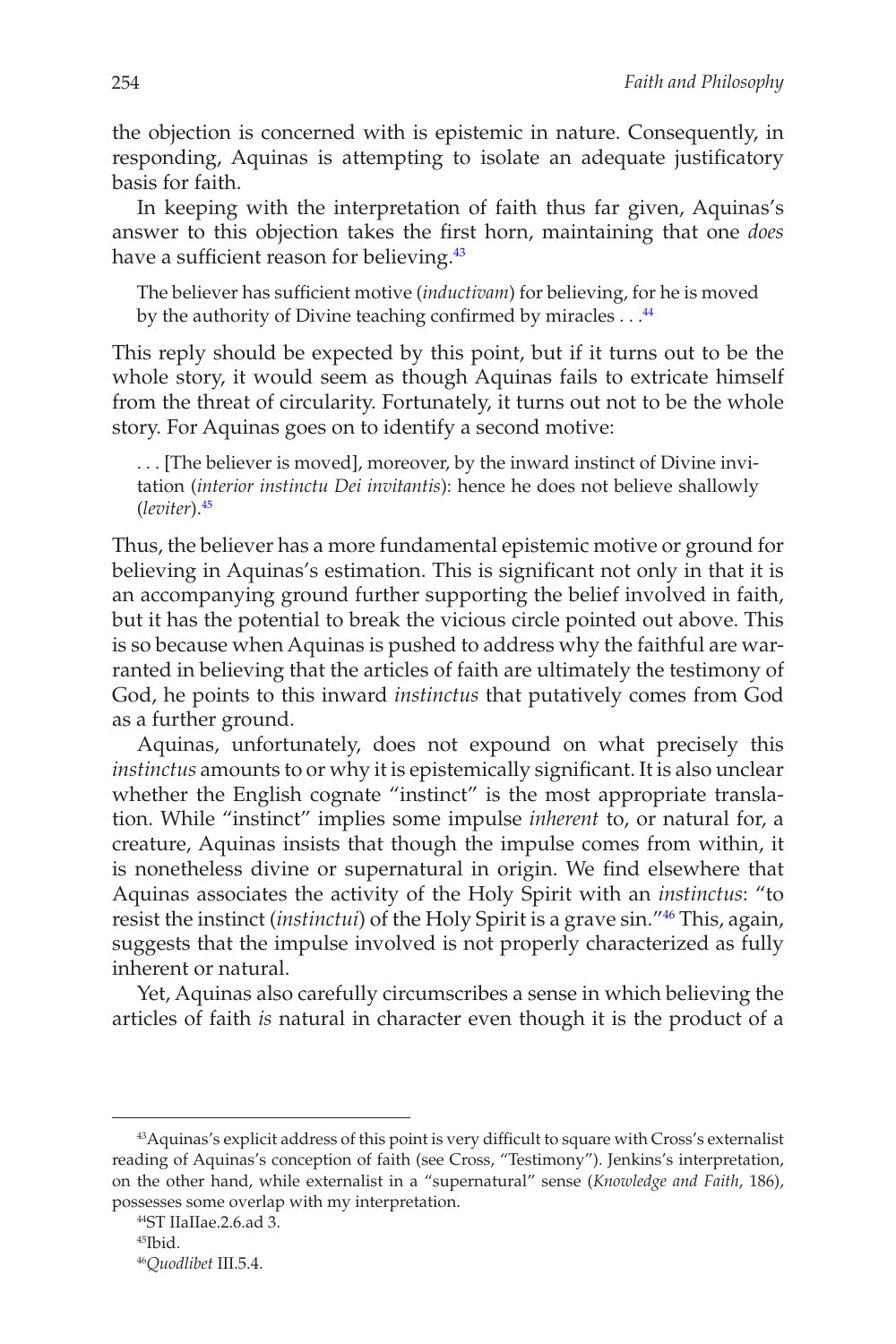the objection is concerned with is epistemic in nature. Consequently, in responding, Aquinas is attempting to isolate an adequate justificatory basis for faith.

In keeping with the interpretation of faith thus far given, Aquinas's answer to this objection takes the first horn, maintaining that one *does* have a sufficient reason for believing.[43]

> The believer has sufficient motive (*inductivam*) for believing, for he is moved by the authority of Divine teaching confirmed by miracles . . .[44]

This reply should be expected by this point, but if it turns out to be the whole story, it would seem as though Aquinas fails to extricate himself from the threat of circularity. Fortunately, it turns out not to be the whole story. For Aquinas goes on to identify a second motive:

> . . . [The believer is moved], moreover, by the inward instinct of Divine invitation (*interior instinctu Dei invitantis*): hence he does not believe shallowly (*leviter*).[45]

Thus, the believer has a more fundamental epistemic motive or ground for believing in Aquinas's estimation. This is significant not only in that it is an accompanying ground further supporting the belief involved in faith, but it has the potential to break the vicious circle pointed out above. This is so because when Aquinas is pushed to address why the faithful are warranted in believing that the articles of faith are ultimately the testimony of God, he points to this inward *instinctus* that putatively comes from God as a further ground.

Aquinas, unfortunately, does not expound on what precisely this *instinctus* amounts to or why it is epistemically significant. It is also unclear whether the English cognate "instinct" is the most appropriate translation. While "instinct" implies some impulse *inherent* to, or natural for, a creature, Aquinas insists that though the impulse comes from within, it is nonetheless divine or supernatural in origin. We find elsewhere that Aquinas associates the activity of the Holy Spirit with an *instinctus*: "to resist the instinct (*instinctui*) of the Holy Spirit is a grave sin."[46] This, again, suggests that the impulse involved is not properly characterized as fully inherent or natural.

Yet, Aquinas also carefully circumscribes a sense in which believing the articles of faith *is* natural in character even though it is the product of a

---

[43] Aquinas's explicit address of this point is very difficult to square with Cross's externalist reading of Aquinas's conception of faith (see Cross, "Testimony"). Jenkins's interpretation, on the other hand, while externalist in a "supernatural" sense (*Knowledge and Faith*, 186), possesses some overlap with my interpretation.

[44] ST IIaIIae.2.6.ad 3.

[45] Ibid.

[46] *Quodlibet* III.5.4.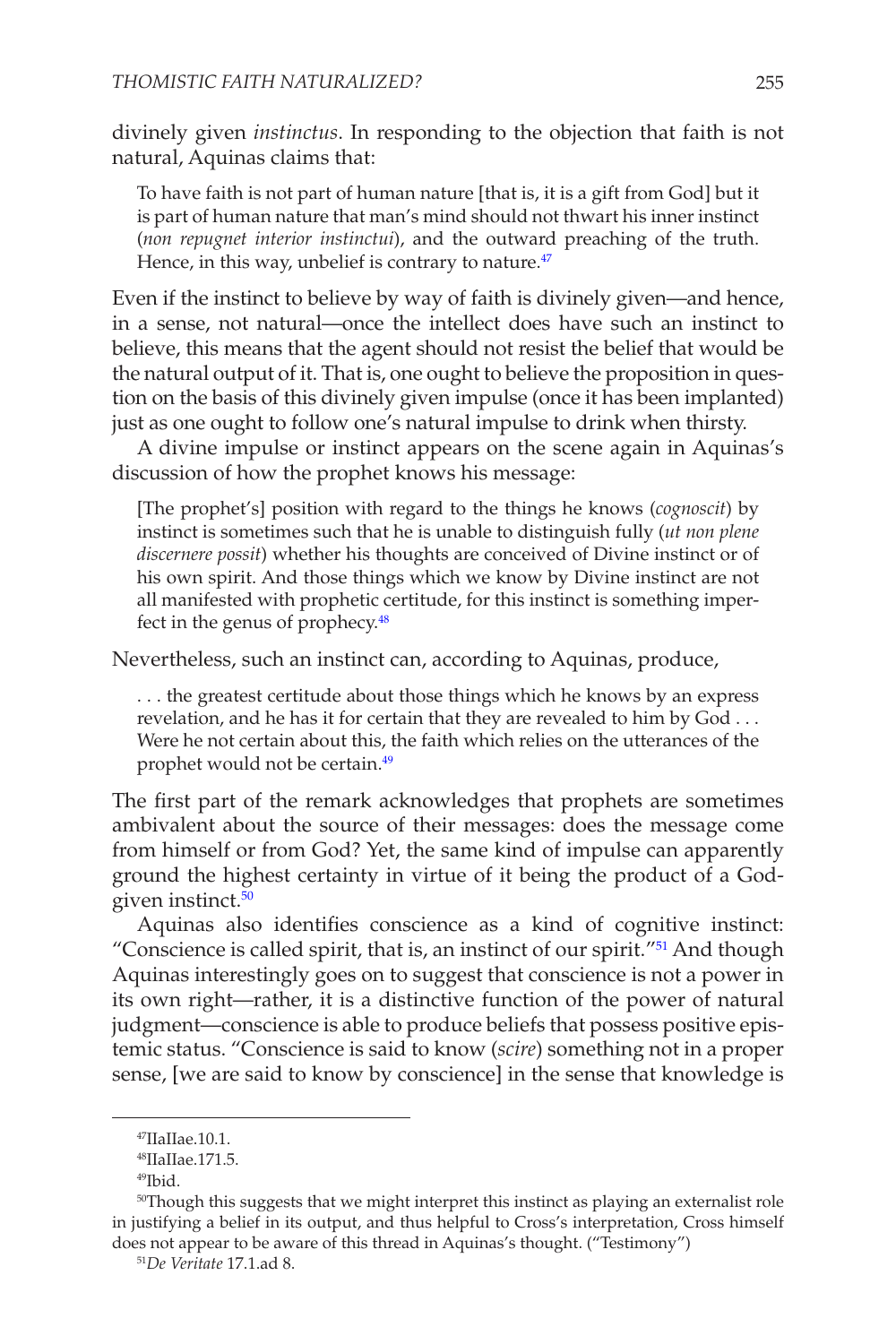divinely given *instinctus*. In responding to the objection that faith is not natural, Aquinas claims that:

> To have faith is not part of human nature [that is, it is a gift from God] but it is part of human nature that man's mind should not thwart his inner instinct (*non repugnet interior instinctui*), and the outward preaching of the truth. Hence, in this way, unbelief is contrary to nature.[47]

Even if the instinct to believe by way of faith is divinely given—and hence, in a sense, not natural—once the intellect does have such an instinct to believe, this means that the agent should not resist the belief that would be the natural output of it. That is, one ought to believe the proposition in question on the basis of this divinely given impulse (once it has been implanted) just as one ought to follow one's natural impulse to drink when thirsty.

A divine impulse or instinct appears on the scene again in Aquinas's discussion of how the prophet knows his message:

> [The prophet's] position with regard to the things he knows (*cognoscit*) by instinct is sometimes such that he is unable to distinguish fully (*ut non plene discernere possit*) whether his thoughts are conceived of Divine instinct or of his own spirit. And those things which we know by Divine instinct are not all manifested with prophetic certitude, for this instinct is something imperfect in the genus of prophecy.[48]

Nevertheless, such an instinct can, according to Aquinas, produce,

> . . . the greatest certitude about those things which he knows by an express revelation, and he has it for certain that they are revealed to him by God . . . Were he not certain about this, the faith which relies on the utterances of the prophet would not be certain.[49]

The first part of the remark acknowledges that prophets are sometimes ambivalent about the source of their messages: does the message come from himself or from God? Yet, the same kind of impulse can apparently ground the highest certainty in virtue of it being the product of a God-given instinct.[50]

Aquinas also identifies conscience as a kind of cognitive instinct: "Conscience is called spirit, that is, an instinct of our spirit."[51] And though Aquinas interestingly goes on to suggest that conscience is not a power in its own right—rather, it is a distinctive function of the power of natural judgment—conscience is able to produce beliefs that possess positive epistemic status. "Conscience is said to know (*scire*) something not in a proper sense, [we are said to know by conscience] in the sense that knowledge is

---

[47] IIaIIae.10.1.

[48] IIaIIae.171.5.

[49] Ibid.

[50] Though this suggests that we might interpret this instinct as playing an externalist role in justifying a belief in its output, and thus helpful to Cross's interpretation, Cross himself does not appear to be aware of this thread in Aquinas's thought. ("Testimony")

[51] *De Veritate* 17.1.ad 8.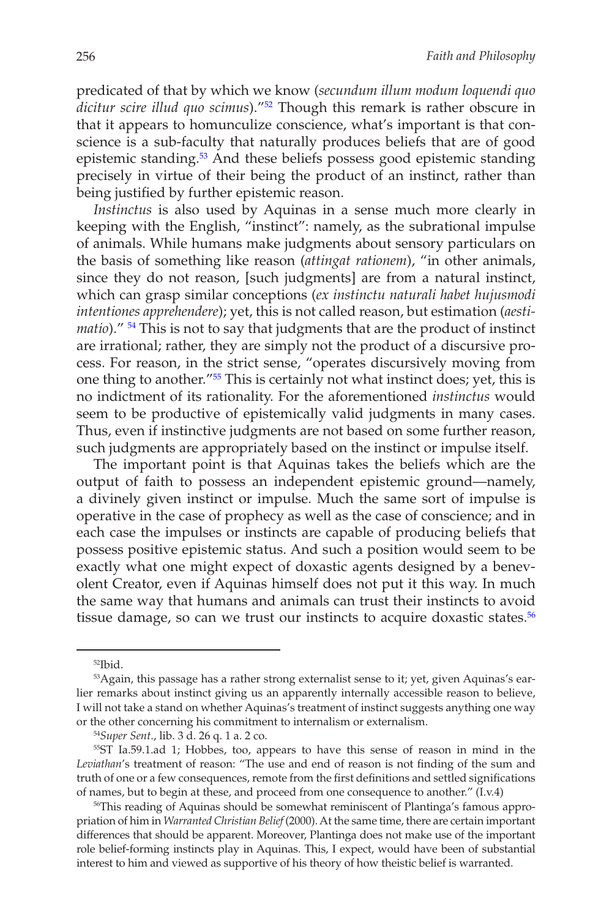predicated of that by which we know (*secundum illum modum loquendi quo dicitur scire illud quo scimus*)."[52] Though this remark is rather obscure in that it appears to homunculize conscience, what's important is that conscience is a sub-faculty that naturally produces beliefs that are of good epistemic standing.[53] And these beliefs possess good epistemic standing precisely in virtue of their being the product of an instinct, rather than being justified by further epistemic reason.

*Instinctus* is also used by Aquinas in a sense much more clearly in keeping with the English, "instinct": namely, as the subrational impulse of animals. While humans make judgments about sensory particulars on the basis of something like reason (*attingat rationem*), "in other animals, since they do not reason, [such judgments] are from a natural instinct, which can grasp similar conceptions (*ex instinctu naturali habet hujusmodi intentiones apprehendere*); yet, this is not called reason, but estimation (*aestimatio*)." [54] This is not to say that judgments that are the product of instinct are irrational; rather, they are simply not the product of a discursive process. For reason, in the strict sense, "operates discursively moving from one thing to another."[55] This is certainly not what instinct does; yet, this is no indictment of its rationality. For the aforementioned *instinctus* would seem to be productive of epistemically valid judgments in many cases. Thus, even if instinctive judgments are not based on some further reason, such judgments are appropriately based on the instinct or impulse itself.

The important point is that Aquinas takes the beliefs which are the output of faith to possess an independent epistemic ground—namely, a divinely given instinct or impulse. Much the same sort of impulse is operative in the case of prophecy as well as the case of conscience; and in each case the impulses or instincts are capable of producing beliefs that possess positive epistemic status. And such a position would seem to be exactly what one might expect of doxastic agents designed by a benevolent Creator, even if Aquinas himself does not put it this way. In much the same way that humans and animals can trust their instincts to avoid tissue damage, so can we trust our instincts to acquire doxastic states.[56]

---

[52]Ibid.

[53]Again, this passage has a rather strong externalist sense to it; yet, given Aquinas's earlier remarks about instinct giving us an apparently internally accessible reason to believe, I will not take a stand on whether Aquinas's treatment of instinct suggests anything one way or the other concerning his commitment to internalism or externalism.

[54]*Super Sent.*, lib. 3 d. 26 q. 1 a. 2 co.

[55]ST Ia.59.1.ad 1; Hobbes, too, appears to have this sense of reason in mind in the *Leviathan*'s treatment of reason: "The use and end of reason is not finding of the sum and truth of one or a few consequences, remote from the first definitions and settled significations of names, but to begin at these, and proceed from one consequence to another." (I.v.4)

[56]This reading of Aquinas should be somewhat reminiscent of Plantinga's famous appropriation of him in *Warranted Christian Belief* (2000). At the same time, there are certain important differences that should be apparent. Moreover, Plantinga does not make use of the important role belief-forming instincts play in Aquinas. This, I expect, would have been of substantial interest to him and viewed as supportive of his theory of how theistic belief is warranted.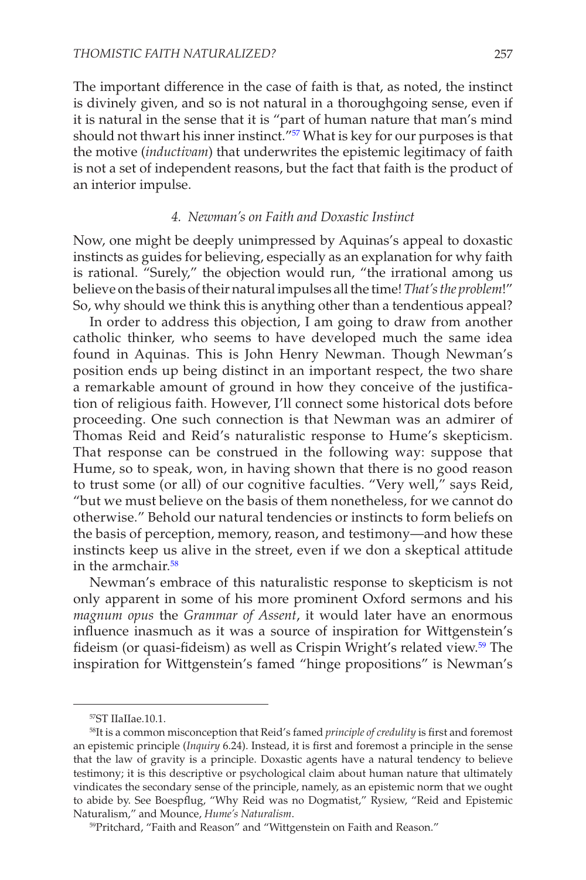The important difference in the case of faith is that, as noted, the instinct is divinely given, and so is not natural in a thoroughgoing sense, even if it is natural in the sense that it is "part of human nature that man's mind should not thwart his inner instinct."[57] What is key for our purposes is that the motive (*inductivam*) that underwrites the epistemic legitimacy of faith is not a set of independent reasons, but the fact that faith is the product of an interior impulse.

### *4. Newman's on Faith and Doxastic Instinct*

Now, one might be deeply unimpressed by Aquinas's appeal to doxastic instincts as guides for believing, especially as an explanation for why faith is rational. "Surely," the objection would run, "the irrational among us believe on the basis of their natural impulses all the time! *That's the problem*!" So, why should we think this is anything other than a tendentious appeal?

In order to address this objection, I am going to draw from another catholic thinker, who seems to have developed much the same idea found in Aquinas. This is John Henry Newman. Though Newman's position ends up being distinct in an important respect, the two share a remarkable amount of ground in how they conceive of the justification of religious faith. However, I'll connect some historical dots before proceeding. One such connection is that Newman was an admirer of Thomas Reid and Reid's naturalistic response to Hume's skepticism. That response can be construed in the following way: suppose that Hume, so to speak, won, in having shown that there is no good reason to trust some (or all) of our cognitive faculties. "Very well," says Reid, "but we must believe on the basis of them nonetheless, for we cannot do otherwise." Behold our natural tendencies or instincts to form beliefs on the basis of perception, memory, reason, and testimony—and how these instincts keep us alive in the street, even if we don a skeptical attitude in the armchair.[58]

Newman's embrace of this naturalistic response to skepticism is not only apparent in some of his more prominent Oxford sermons and his *magnum opus* the *Grammar of Assent*, it would later have an enormous influence inasmuch as it was a source of inspiration for Wittgenstein's fideism (or quasi-fideism) as well as Crispin Wright's related view.[59] The inspiration for Wittgenstein's famed "hinge propositions" is Newman's

---

[57] ST IIaIIae.10.1.

[58] It is a common misconception that Reid's famed *principle of credulity* is first and foremost an epistemic principle (*Inquiry* 6.24). Instead, it is first and foremost a principle in the sense that the law of gravity is a principle. Doxastic agents have a natural tendency to believe testimony; it is this descriptive or psychological claim about human nature that ultimately vindicates the secondary sense of the principle, namely, as an epistemic norm that we ought to abide by. See Boespflug, "Why Reid was no Dogmatist," Rysiew, "Reid and Epistemic Naturalism," and Mounce, *Hume's Naturalism*.

[59] Pritchard, "Faith and Reason" and "Wittgenstein on Faith and Reason."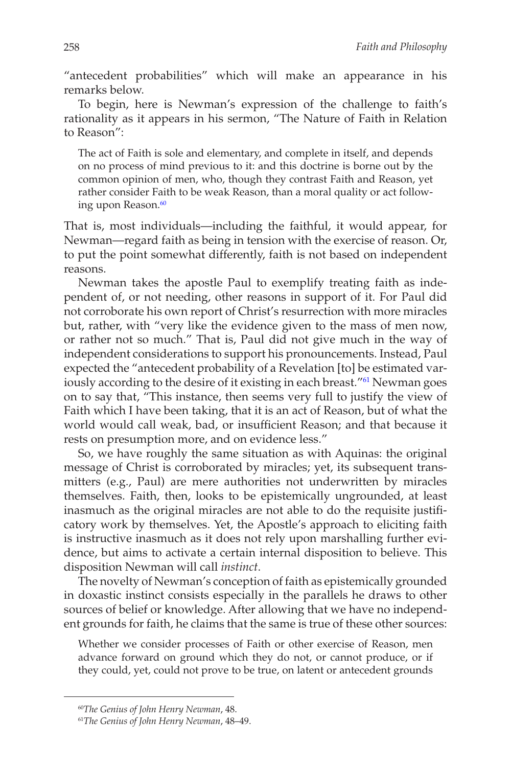"antecedent probabilities" which will make an appearance in his remarks below.

To begin, here is Newman's expression of the challenge to faith's rationality as it appears in his sermon, "The Nature of Faith in Relation to Reason":

> The act of Faith is sole and elementary, and complete in itself, and depends on no process of mind previous to it: and this doctrine is borne out by the common opinion of men, who, though they contrast Faith and Reason, yet rather consider Faith to be weak Reason, than a moral quality or act following upon Reason.[60]

That is, most individuals—including the faithful, it would appear, for Newman—regard faith as being in tension with the exercise of reason. Or, to put the point somewhat differently, faith is not based on independent reasons.

Newman takes the apostle Paul to exemplify treating faith as independent of, or not needing, other reasons in support of it. For Paul did not corroborate his own report of Christ's resurrection with more miracles but, rather, with "very like the evidence given to the mass of men now, or rather not so much." That is, Paul did not give much in the way of independent considerations to support his pronouncements. Instead, Paul expected the "antecedent probability of a Revelation [to] be estimated variously according to the desire of it existing in each breast."[61] Newman goes on to say that, "This instance, then seems very full to justify the view of Faith which I have been taking, that it is an act of Reason, but of what the world would call weak, bad, or insufficient Reason; and that because it rests on presumption more, and on evidence less."

So, we have roughly the same situation as with Aquinas: the original message of Christ is corroborated by miracles; yet, its subsequent transmitters (e.g., Paul) are mere authorities not underwritten by miracles themselves. Faith, then, looks to be epistemically ungrounded, at least inasmuch as the original miracles are not able to do the requisite justificatory work by themselves. Yet, the Apostle's approach to eliciting faith is instructive inasmuch as it does not rely upon marshalling further evidence, but aims to activate a certain internal disposition to believe. This disposition Newman will call *instinct*.

The novelty of Newman's conception of faith as epistemically grounded in doxastic instinct consists especially in the parallels he draws to other sources of belief or knowledge. After allowing that we have no independent grounds for faith, he claims that the same is true of these other sources:

> Whether we consider processes of Faith or other exercise of Reason, men advance forward on ground which they do not, or cannot produce, or if they could, yet, could not prove to be true, on latent or antecedent grounds

[60] *The Genius of John Henry Newman*, 48.

[61] *The Genius of John Henry Newman*, 48–49.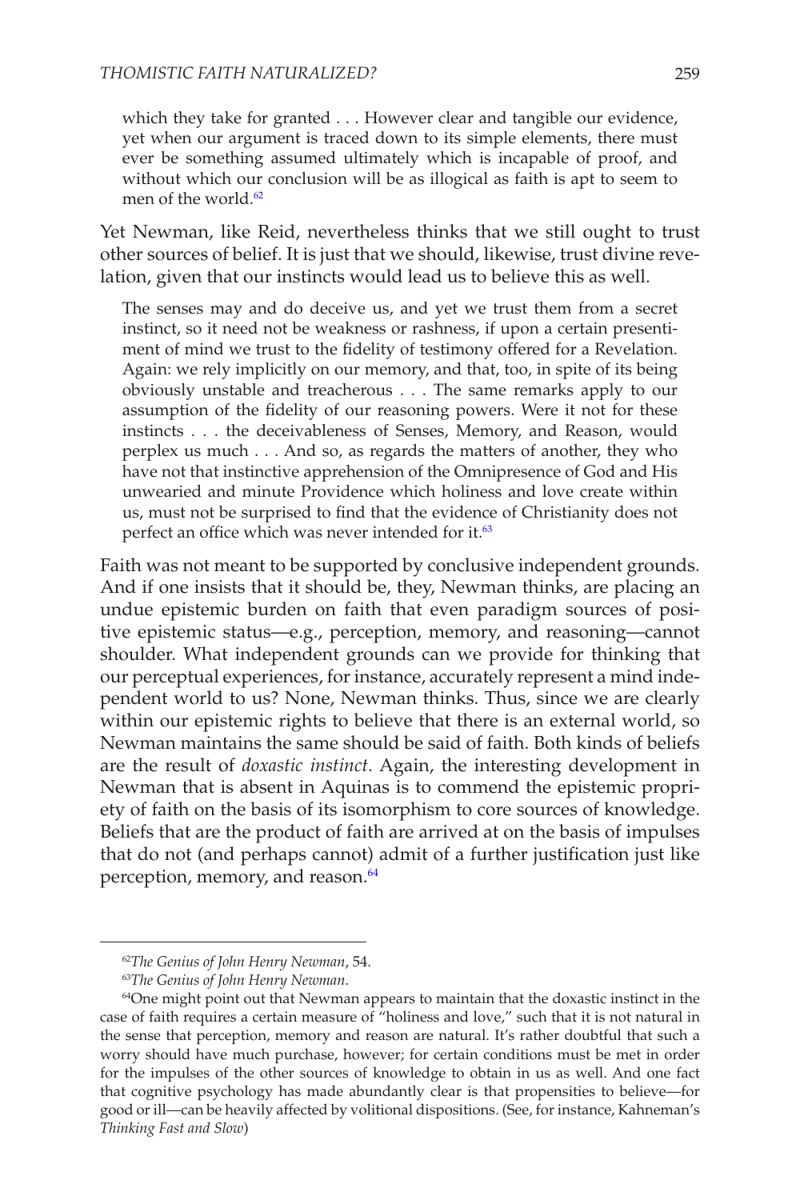> which they take for granted . . . However clear and tangible our evidence, yet when our argument is traced down to its simple elements, there must ever be something assumed ultimately which is incapable of proof, and without which our conclusion will be as illogical as faith is apt to seem to men of the world.[62]

Yet Newman, like Reid, nevertheless thinks that we still ought to trust other sources of belief. It is just that we should, likewise, trust divine revelation, given that our instincts would lead us to believe this as well.

> The senses may and do deceive us, and yet we trust them from a secret instinct, so it need not be weakness or rashness, if upon a certain presentiment of mind we trust to the fidelity of testimony offered for a Revelation. Again: we rely implicitly on our memory, and that, too, in spite of its being obviously unstable and treacherous . . . The same remarks apply to our assumption of the fidelity of our reasoning powers. Were it not for these instincts . . . the deceivableness of Senses, Memory, and Reason, would perplex us much . . . And so, as regards the matters of another, they who have not that instinctive apprehension of the Omnipresence of God and His unwearied and minute Providence which holiness and love create within us, must not be surprised to find that the evidence of Christianity does not perfect an office which was never intended for it.[63]

Faith was not meant to be supported by conclusive independent grounds. And if one insists that it should be, they, Newman thinks, are placing an undue epistemic burden on faith that even paradigm sources of positive epistemic status—e.g., perception, memory, and reasoning—cannot shoulder. What independent grounds can we provide for thinking that our perceptual experiences, for instance, accurately represent a mind independent world to us? None, Newman thinks. Thus, since we are clearly within our epistemic rights to believe that there is an external world, so Newman maintains the same should be said of faith. Both kinds of beliefs are the result of *doxastic instinct*. Again, the interesting development in Newman that is absent in Aquinas is to commend the epistemic propriety of faith on the basis of its isomorphism to core sources of knowledge. Beliefs that are the product of faith are arrived at on the basis of impulses that do not (and perhaps cannot) admit of a further justification just like perception, memory, and reason.[64]

---

[62] *The Genius of John Henry Newman*, 54.

[63] *The Genius of John Henry Newman*.

[64] One might point out that Newman appears to maintain that the doxastic instinct in the case of faith requires a certain measure of "holiness and love," such that it is not natural in the sense that perception, memory and reason are natural. It's rather doubtful that such a worry should have much purchase, however; for certain conditions must be met in order for the impulses of the other sources of knowledge to obtain in us as well. And one fact that cognitive psychology has made abundantly clear is that propensities to believe—for good or ill—can be heavily affected by volitional dispositions. (See, for instance, Kahneman's *Thinking Fast and Slow*)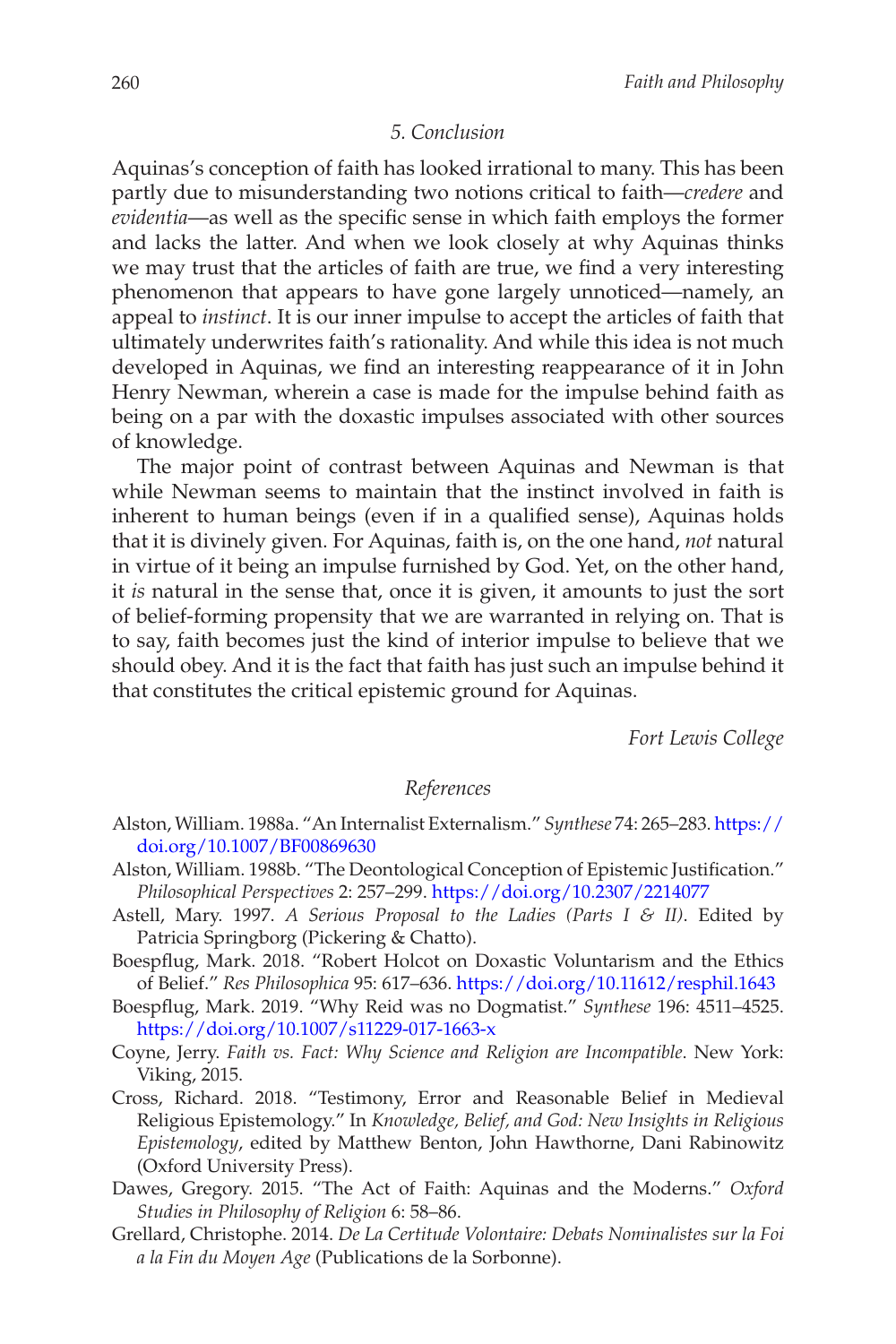## 5. Conclusion

Aquinas's conception of faith has looked irrational to many. This has been partly due to misunderstanding two notions critical to faith—*credere* and *evidentia*—as well as the specific sense in which faith employs the former and lacks the latter. And when we look closely at why Aquinas thinks we may trust that the articles of faith are true, we find a very interesting phenomenon that appears to have gone largely unnoticed—namely, an appeal to *instinct*. It is our inner impulse to accept the articles of faith that ultimately underwrites faith's rationality. And while this idea is not much developed in Aquinas, we find an interesting reappearance of it in John Henry Newman, wherein a case is made for the impulse behind faith as being on a par with the doxastic impulses associated with other sources of knowledge.

The major point of contrast between Aquinas and Newman is that while Newman seems to maintain that the instinct involved in faith is inherent to human beings (even if in a qualified sense), Aquinas holds that it is divinely given. For Aquinas, faith is, on the one hand, *not* natural in virtue of it being an impulse furnished by God. Yet, on the other hand, it *is* natural in the sense that, once it is given, it amounts to just the sort of belief-forming propensity that we are warranted in relying on. That is to say, faith becomes just the kind of interior impulse to believe that we should obey. And it is the fact that faith has just such an impulse behind it that constitutes the critical epistemic ground for Aquinas.

*Fort Lewis College*

## References

Alston, William. 1988a. "An Internalist Externalism." *Synthese* 74: 265–283. https://doi.org/10.1007/BF00869630

Alston, William. 1988b. "The Deontological Conception of Epistemic Justification." *Philosophical Perspectives* 2: 257–299. https://doi.org/10.2307/2214077

Astell, Mary. 1997. *A Serious Proposal to the Ladies (Parts I & II)*. Edited by Patricia Springborg (Pickering & Chatto).

Boespflug, Mark. 2018. "Robert Holcot on Doxastic Voluntarism and the Ethics of Belief." *Res Philosophica* 95: 617–636. https://doi.org/10.11612/resphil.1643

Boespflug, Mark. 2019. "Why Reid was no Dogmatist." *Synthese* 196: 4511–4525. https://doi.org/10.1007/s11229-017-1663-x

Coyne, Jerry. *Faith vs. Fact: Why Science and Religion are Incompatible*. New York: Viking, 2015.

Cross, Richard. 2018. "Testimony, Error and Reasonable Belief in Medieval Religious Epistemology." In *Knowledge, Belief, and God: New Insights in Religious Epistemology*, edited by Matthew Benton, John Hawthorne, Dani Rabinowitz (Oxford University Press).

Dawes, Gregory. 2015. "The Act of Faith: Aquinas and the Moderns." *Oxford Studies in Philosophy of Religion* 6: 58–86.

Grellard, Christophe. 2014. *De La Certitude Volontaire: Debats Nominalistes sur la Foi a la Fin du Moyen Age* (Publications de la Sorbonne).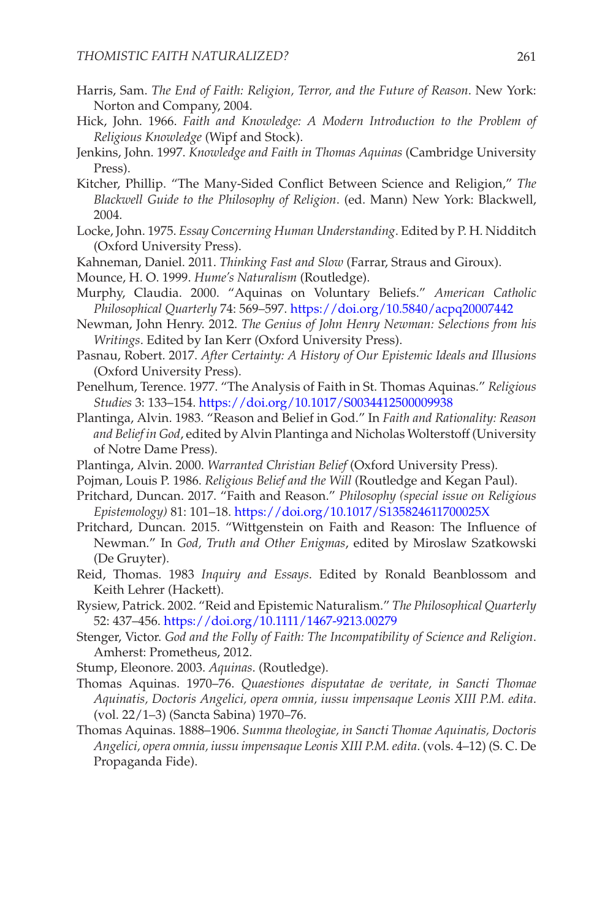Harris, Sam. *The End of Faith: Religion, Terror, and the Future of Reason*. New York: Norton and Company, 2004.

Hick, John. 1966. *Faith and Knowledge: A Modern Introduction to the Problem of Religious Knowledge* (Wipf and Stock).

Jenkins, John. 1997. *Knowledge and Faith in Thomas Aquinas* (Cambridge University Press).

Kitcher, Phillip. "The Many-Sided Conflict Between Science and Religion," *The Blackwell Guide to the Philosophy of Religion*. (ed. Mann) New York: Blackwell, 2004.

Locke, John. 1975. *Essay Concerning Human Understanding*. Edited by P. H. Nidditch (Oxford University Press).

Kahneman, Daniel. 2011. *Thinking Fast and Slow* (Farrar, Straus and Giroux).

Mounce, H. O. 1999. *Hume's Naturalism* (Routledge).

Murphy, Claudia. 2000. "Aquinas on Voluntary Beliefs." *American Catholic Philosophical Quarterly* 74: 569–597. https://doi.org/10.5840/acpq20007442

Newman, John Henry. 2012. *The Genius of John Henry Newman: Selections from his Writings*. Edited by Ian Kerr (Oxford University Press).

Pasnau, Robert. 2017. *After Certainty: A History of Our Epistemic Ideals and Illusions* (Oxford University Press).

Penelhum, Terence. 1977. "The Analysis of Faith in St. Thomas Aquinas." *Religious Studies* 3: 133–154. https://doi.org/10.1017/S0034412500009938

Plantinga, Alvin. 1983. "Reason and Belief in God." In *Faith and Rationality: Reason and Belief in God*, edited by Alvin Plantinga and Nicholas Wolterstoff (University of Notre Dame Press).

Plantinga, Alvin. 2000. *Warranted Christian Belief* (Oxford University Press).

Pojman, Louis P. 1986. *Religious Belief and the Will* (Routledge and Kegan Paul).

Pritchard, Duncan. 2017. "Faith and Reason." *Philosophy (special issue on Religious Epistemology)* 81: 101–18. https://doi.org/10.1017/S135824611700025X

Pritchard, Duncan. 2015. "Wittgenstein on Faith and Reason: The Influence of Newman." In *God, Truth and Other Enigmas*, edited by Miroslaw Szatkowski (De Gruyter).

Reid, Thomas. 1983 *Inquiry and Essays*. Edited by Ronald Beanblossom and Keith Lehrer (Hackett).

Rysiew, Patrick. 2002. "Reid and Epistemic Naturalism." *The Philosophical Quarterly* 52: 437–456. https://doi.org/10.1111/1467-9213.00279

Stenger, Victor. *God and the Folly of Faith: The Incompatibility of Science and Religion*. Amherst: Prometheus, 2012.

Stump, Eleonore. 2003. *Aquinas.* (Routledge).

Thomas Aquinas. 1970–76. *Quaestiones disputatae de veritate, in Sancti Thomae Aquinatis, Doctoris Angelici, opera omnia, iussu impensaque Leonis XIII P.M. edita*. (vol. 22/1–3) (Sancta Sabina) 1970–76.

Thomas Aquinas. 1888–1906. *Summa theologiae, in Sancti Thomae Aquinatis, Doctoris Angelici, opera omnia, iussu impensaque Leonis XIII P.M. edita*. (vols. 4–12) (S. C. De Propaganda Fide).